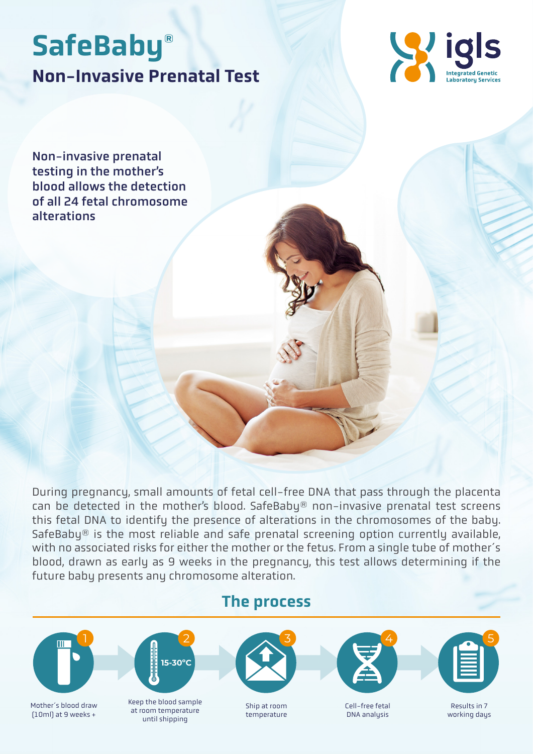# SafeBaby®

## Non-Invasive Prenatal Test

igls
Integrated Genetic Laboratory Services

**Non-invasive prenatal testing in the mother's blood allows the detection of all 24 fetal chromosome alterations**

During pregnancy, small amounts of fetal cell-free DNA that pass through the placenta can be detected in the mother's blood. SafeBaby® non-invasive prenatal test screens this fetal DNA to identify the presence of alterations in the chromosomes of the baby. SafeBaby® is the most reliable and safe prenatal screening option currently available, with no associated risks for either the mother or the fetus. From a single tube of mother´s blood, drawn as early as 9 weeks in the pregnancy, this test allows determining if the future baby presents any chromosome alteration.

## The process

1. Mother´s blood draw (10ml) at 9 weeks +
2. 15-30°C — Keep the blood sample at room temperature until shipping
3. Ship at room temperature
4. Cell-free fetal DNA analysis
5. Results in 7 working days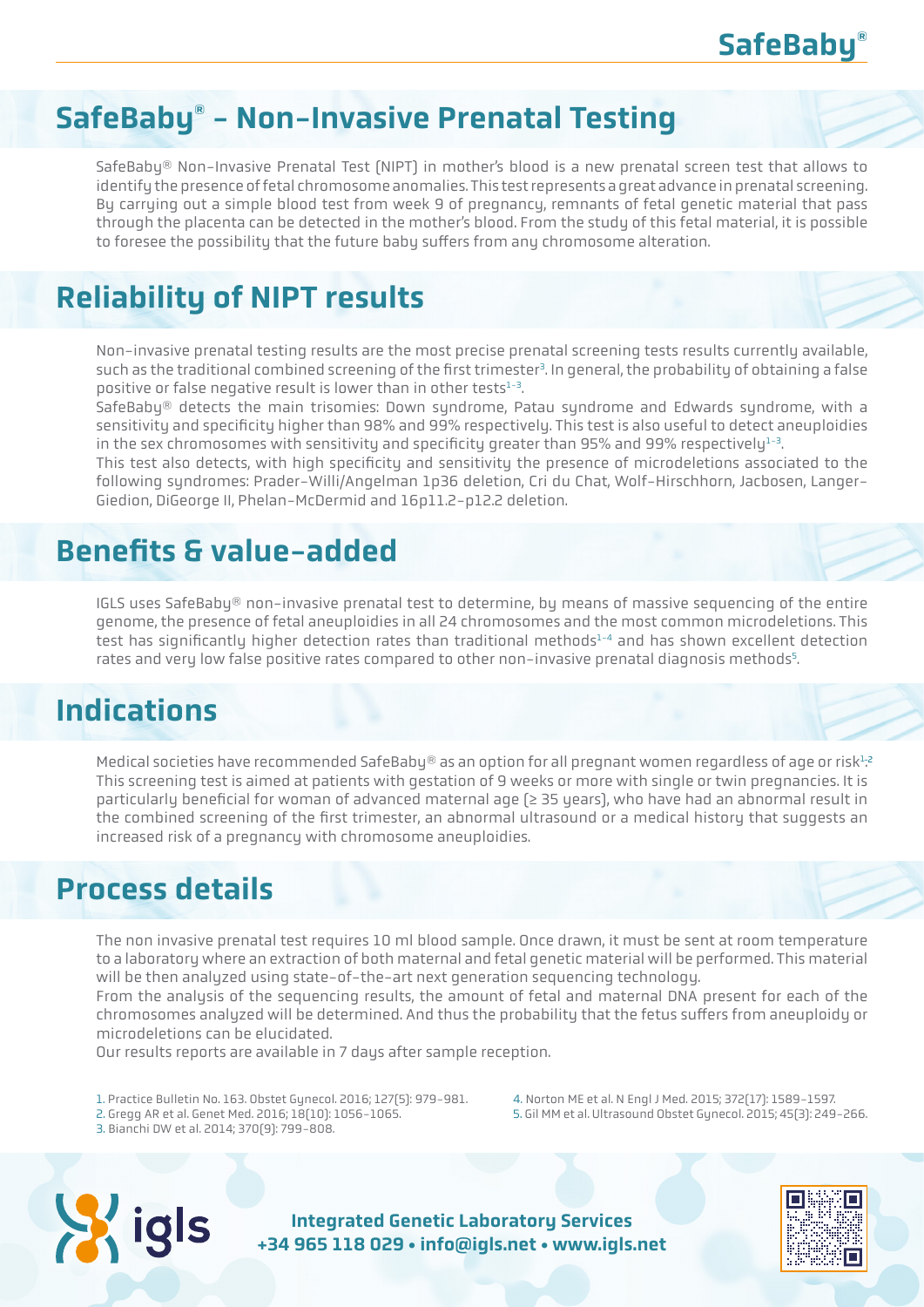# SafeBaby® - Non-Invasive Prenatal Testing

SafeBaby® Non-Invasive Prenatal Test (NIPT) in mother's blood is a new prenatal screen test that allows to identify the presence of fetal chromosome anomalies. This test represents a great advance in prenatal screening. By carrying out a simple blood test from week 9 of pregnancy, remnants of fetal genetic material that pass through the placenta can be detected in the mother's blood. From the study of this fetal material, it is possible to foresee the possibility that the future baby suffers from any chromosome alteration.

# Reliability of NIPT results

Non-invasive prenatal testing results are the most precise prenatal screening tests results currently available, such as the traditional combined screening of the first trimester[3]. In general, the probability of obtaining a false positive or false negative result is lower than in other tests[1-3].

SafeBaby® detects the main trisomies: Down syndrome, Patau syndrome and Edwards syndrome, with a sensitivity and specificity higher than 98% and 99% respectively. This test is also useful to detect aneuploidies in the sex chromosomes with sensitivity and specificity greater than 95% and 99% respectively[1-3].

This test also detects, with high specificity and sensitivity the presence of microdeletions associated to the following syndromes: Prader-Willi/Angelman 1p36 deletion, Cri du Chat, Wolf-Hirschhorn, Jacbosen, Langer-Giedion, DiGeorge II, Phelan-McDermid and 16p11.2-p12.2 deletion.

# Benefits & value-added

IGLS uses SafeBaby® non-invasive prenatal test to determine, by means of massive sequencing of the entire genome, the presence of fetal aneuploidies in all 24 chromosomes and the most common microdeletions. This test has significantly higher detection rates than traditional methods[1-4] and has shown excellent detection rates and very low false positive rates compared to other non-invasive prenatal diagnosis methods[5].

# Indications

Medical societies have recommended SafeBaby® as an option for all pregnant women regardless of age or risk[1,2] This screening test is aimed at patients with gestation of 9 weeks or more with single or twin pregnancies. It is particularly beneficial for woman of advanced maternal age (≥ 35 years), who have had an abnormal result in the combined screening of the first trimester, an abnormal ultrasound or a medical history that suggests an increased risk of a pregnancy with chromosome aneuploidies.

# Process details

The non invasive prenatal test requires 10 ml blood sample. Once drawn, it must be sent at room temperature to a laboratory where an extraction of both maternal and fetal genetic material will be performed. This material will be then analyzed using state-of-the-art next generation sequencing technology.

From the analysis of the sequencing results, the amount of fetal and maternal DNA present for each of the chromosomes analyzed will be determined. And thus the probability that the fetus suffers from aneuploidy or microdeletions can be elucidated.

Our results reports are available in 7 days after sample reception.

1. Practice Bulletin No. 163. Obstet Gynecol. 2016; 127(5): 979-981.
2. Gregg AR et al. Genet Med. 2016; 18(10): 1056-1065.
3. Bianchi DW et al. 2014; 370(9): 799-808.
4. Norton ME et al. N Engl J Med. 2015; 372(17): 1589-1597.
5. Gil MM et al. Ultrasound Obstet Gynecol. 2015; 45(3): 249-266.

igls

**Integrated Genetic Laboratory Services**
**+34 965 118 029 • info@igls.net • www.igls.net**